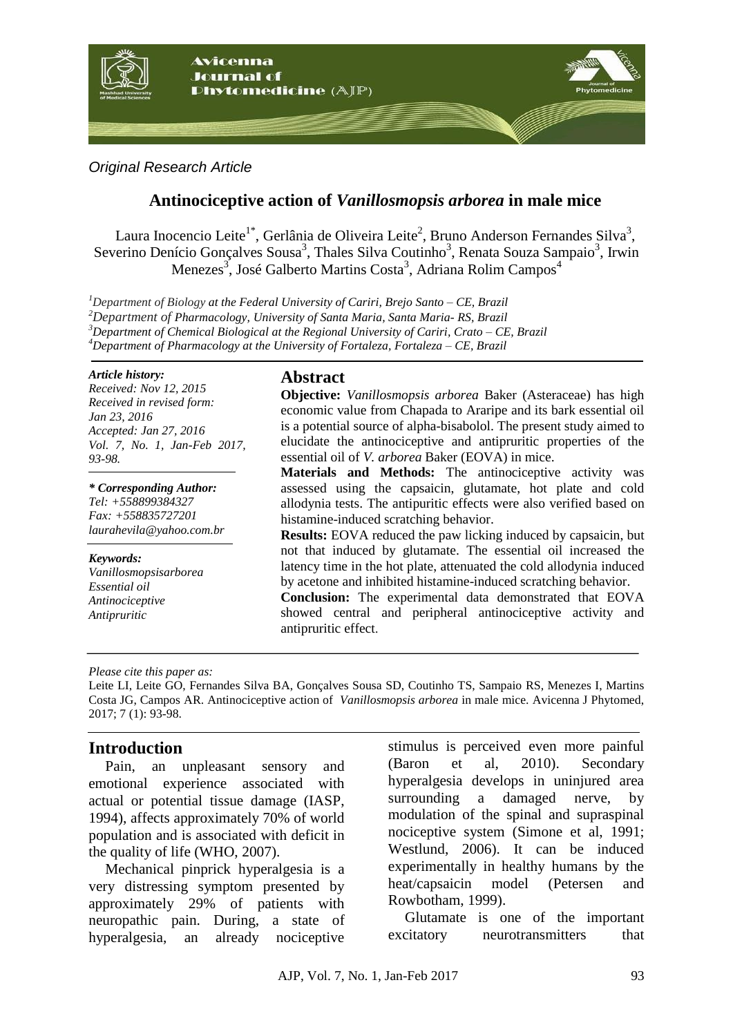*Original Research Article*

# Antinociceptive action of *Vanillosmopsis arborea* in male mice

Laura Inocencio Leite[1*], Gerlânia de Oliveira Leite[2], Bruno Anderson Fernandes Silva[3], Severino Denício Gonçalves Sousa[3], Thales Silva Coutinho[3], Renata Souza Sampaio[3], Irwin Menezes[3], José Galberto Martins Costa[3], Adriana Rolim Campos[4]

*[1]Department of Biology at the Federal University of Cariri, Brejo Santo – CE, Brazil*
*[2]Department of Pharmacology, University of Santa Maria, Santa Maria- RS, Brazil*
*[3]Department of Chemical Biological at the Regional University of Cariri, Crato – CE, Brazil*
*[4]Department of Pharmacology at the University of Fortaleza, Fortaleza – CE, Brazil*

***Article history:***
*Received: Nov 12, 2015*
*Received in revised form: Jan 23, 2016*
*Accepted: Jan 27, 2016*
*Vol. 7, No. 1, Jan-Feb 2017, 93-98.*

***\* Corresponding Author:***
*Tel: +558899384327*
*Fax: +558835727201*
*laurahevila@yahoo.com.br*

***Keywords:***
*Vanillosmopsisarborea*
*Essential oil*
*Antinociceptive*
*Antipruritic*

## Abstract

**Objective:** *Vanillosmopsis arborea* Baker (Asteraceae) has high economic value from Chapada to Araripe and its bark essential oil is a potential source of alpha-bisabolol. The present study aimed to elucidate the antinociceptive and antipruritic properties of the essential oil of *V. arborea* Baker (EOVA) in mice.

**Materials and Methods:** The antinociceptive activity was assessed using the capsaicin, glutamate, hot plate and cold allodynia tests. The antipuritic effects were also verified based on histamine-induced scratching behavior.

**Results:** EOVA reduced the paw licking induced by capsaicin, but not that induced by glutamate. The essential oil increased the latency time in the hot plate, attenuated the cold allodynia induced by acetone and inhibited histamine-induced scratching behavior.

**Conclusion:** The experimental data demonstrated that EOVA showed central and peripheral antinociceptive activity and antipruritic effect.

*Please cite this paper as:*
Leite LI, Leite GO, Fernandes Silva BA, Gonçalves Sousa SD, Coutinho TS, Sampaio RS, Menezes I, Martins Costa JG, Campos AR. Antinociceptive action of *Vanillosmopsis arborea* in male mice. Avicenna J Phytomed, 2017; 7 (1): 93-98.

## Introduction

Pain, an unpleasant sensory and emotional experience associated with actual or potential tissue damage (IASP, 1994), affects approximately 70% of world population and is associated with deficit in the quality of life (WHO, 2007).

Mechanical pinprick hyperalgesia is a very distressing symptom presented by approximately 29% of patients with neuropathic pain. During, a state of hyperalgesia, an already nociceptive stimulus is perceived even more painful (Baron et al, 2010). Secondary hyperalgesia develops in uninjured area surrounding a damaged nerve, by modulation of the spinal and supraspinal nociceptive system (Simone et al, 1991; Westlund, 2006). It can be induced experimentally in healthy humans by the heat/capsaicin model (Petersen and Rowbotham, 1999).

Glutamate is one of the important excitatory neurotransmitters that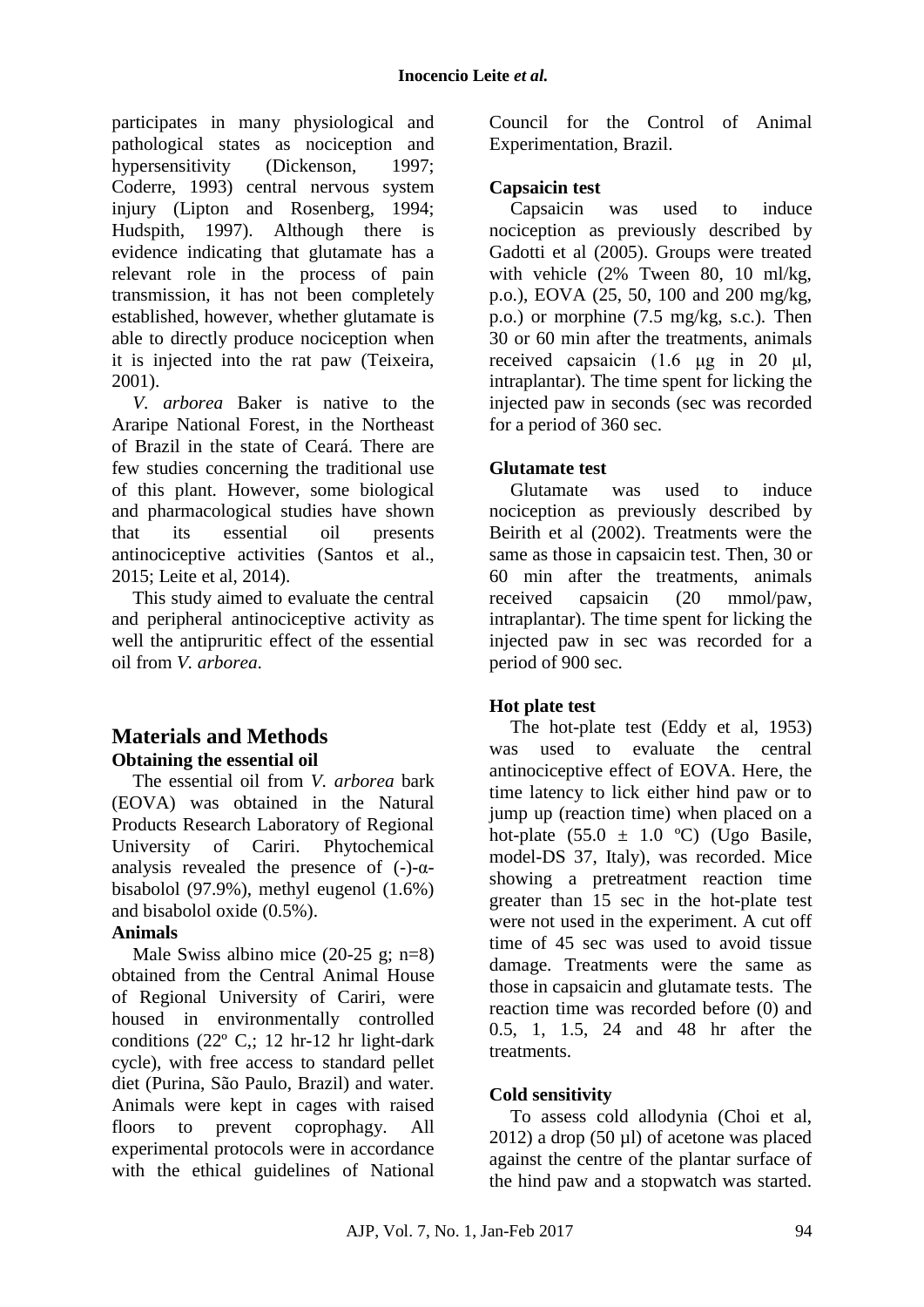participates in many physiological and pathological states as nociception and hypersensitivity (Dickenson, 1997; Coderre, 1993) central nervous system injury (Lipton and Rosenberg, 1994; Hudspith, 1997). Although there is evidence indicating that glutamate has a relevant role in the process of pain transmission, it has not been completely established, however, whether glutamate is able to directly produce nociception when it is injected into the rat paw (Teixeira, 2001).

*V. arborea* Baker is native to the Araripe National Forest, in the Northeast of Brazil in the state of Ceará. There are few studies concerning the traditional use of this plant. However, some biological and pharmacological studies have shown that its essential oil presents antinociceptive activities (Santos et al., 2015; Leite et al, 2014).

This study aimed to evaluate the central and peripheral antinociceptive activity as well the antipruritic effect of the essential oil from *V. arborea*.

## Materials and Methods

### Obtaining the essential oil

The essential oil from *V. arborea* bark (EOVA) was obtained in the Natural Products Research Laboratory of Regional University of Cariri. Phytochemical analysis revealed the presence of (-)-α-bisabolol (97.9%), methyl eugenol (1.6%) and bisabolol oxide (0.5%).

### Animals

Male Swiss albino mice (20-25 g; n=8) obtained from the Central Animal House of Regional University of Cariri, were housed in environmentally controlled conditions (22º C,; 12 hr-12 hr light-dark cycle), with free access to standard pellet diet (Purina, São Paulo, Brazil) and water. Animals were kept in cages with raised floors to prevent coprophagy. All experimental protocols were in accordance with the ethical guidelines of National Council for the Control of Animal Experimentation, Brazil.

### Capsaicin test

Capsaicin was used to induce nociception as previously described by Gadotti et al (2005). Groups were treated with vehicle (2% Tween 80, 10 ml/kg, p.o.), EOVA (25, 50, 100 and 200 mg/kg, p.o.) or morphine (7.5 mg/kg, s.c.). Then 30 or 60 min after the treatments, animals received capsaicin (1.6 μg in 20 μl, intraplantar). The time spent for licking the injected paw in seconds (sec was recorded for a period of 360 sec.

### Glutamate test

Glutamate was used to induce nociception as previously described by Beirith et al (2002). Treatments were the same as those in capsaicin test. Then, 30 or 60 min after the treatments, animals received capsaicin (20 mmol/paw, intraplantar). The time spent for licking the injected paw in sec was recorded for a period of 900 sec.

### Hot plate test

The hot-plate test (Eddy et al, 1953) was used to evaluate the central antinociceptive effect of EOVA. Here, the time latency to lick either hind paw or to jump up (reaction time) when placed on a hot-plate (55.0 ± 1.0 ºC) (Ugo Basile, model-DS 37, Italy), was recorded. Mice showing a pretreatment reaction time greater than 15 sec in the hot-plate test were not used in the experiment. A cut off time of 45 sec was used to avoid tissue damage. Treatments were the same as those in capsaicin and glutamate tests. The reaction time was recorded before (0) and 0.5, 1, 1.5, 24 and 48 hr after the treatments.

### Cold sensitivity

To assess cold allodynia (Choi et al, 2012) a drop (50 µl) of acetone was placed against the centre of the plantar surface of the hind paw and a stopwatch was started.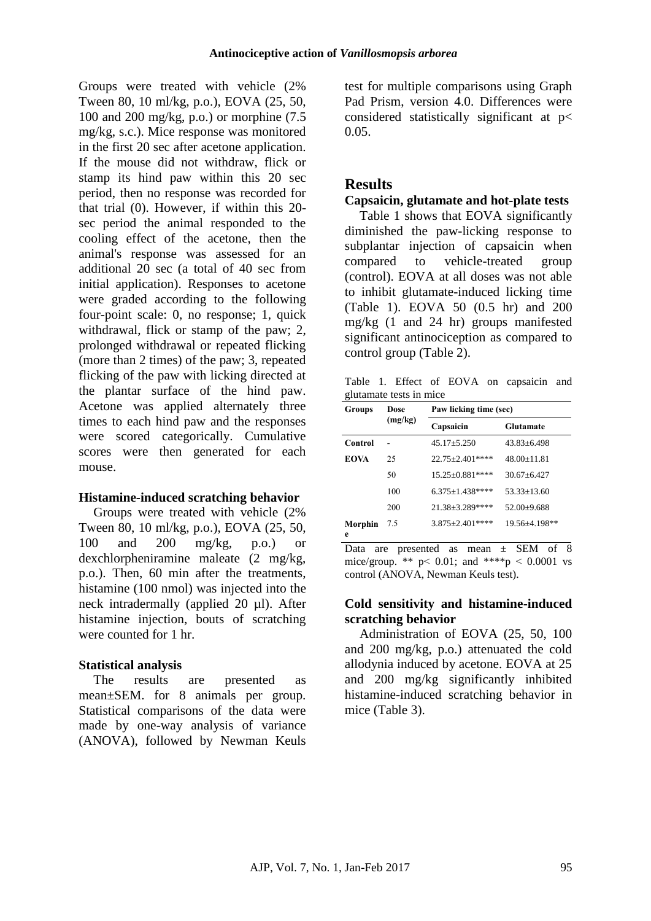Groups were treated with vehicle (2% Tween 80, 10 ml/kg, p.o.), EOVA (25, 50, 100 and 200 mg/kg, p.o.) or morphine (7.5 mg/kg, s.c.). Mice response was monitored in the first 20 sec after acetone application. If the mouse did not withdraw, flick or stamp its hind paw within this 20 sec period, then no response was recorded for that trial (0). However, if within this 20-sec period the animal responded to the cooling effect of the acetone, then the animal's response was assessed for an additional 20 sec (a total of 40 sec from initial application). Responses to acetone were graded according to the following four-point scale: 0, no response; 1, quick withdrawal, flick or stamp of the paw; 2, prolonged withdrawal or repeated flicking (more than 2 times) of the paw; 3, repeated flicking of the paw with licking directed at the plantar surface of the hind paw. Acetone was applied alternately three times to each hind paw and the responses were scored categorically. Cumulative scores were then generated for each mouse.

### Histamine-induced scratching behavior

Groups were treated with vehicle (2% Tween 80, 10 ml/kg, p.o.), EOVA (25, 50, 100 and 200 mg/kg, p.o.) or dexchlorpheniramine maleate (2 mg/kg, p.o.). Then, 60 min after the treatments, histamine (100 nmol) was injected into the neck intradermally (applied 20 µl). After histamine injection, bouts of scratching were counted for 1 hr.

### Statistical analysis

The results are presented as mean±SEM. for 8 animals per group. Statistical comparisons of the data were made by one-way analysis of variance (ANOVA), followed by Newman Keuls test for multiple comparisons using Graph Pad Prism, version 4.0. Differences were considered statistically significant at $p < 0.05$.

## Results

### Capsaicin, glutamate and hot-plate tests

Table 1 shows that EOVA significantly diminished the paw-licking response to subplantar injection of capsaicin when compared to vehicle-treated group (control). EOVA at all doses was not able to inhibit glutamate-induced licking time (Table 1). EOVA 50 (0.5 hr) and 200 mg/kg (1 and 24 hr) groups manifested significant antinociception as compared to control group (Table 2).

Table 1. Effect of EOVA on capsaicin and glutamate tests in mice

| Groups | Dose (mg/kg) | Paw licking time (sec) | |
|---|---|---|---|
| | | Capsaicin | Glutamate |
| Control | - | 45.17±5.250 | 43.83±6.498 |
| EOVA | 25 | 22.75±2.401**** | 48.00±11.81 |
| | 50 | 15.25±0.881**** | 30.67±6.427 |
| | 100 | 6.375±1.438**** | 53.33±13.60 |
| | 200 | 21.38±3.289**** | 52.00±9.688 |
| Morphine | 7.5 | 3.875±2.401**** | 19.56±4.198** |

Data are presented as mean ± SEM of 8 mice/group. ** $p < 0.01$; and ****$p < 0.0001$ vs control (ANOVA, Newman Keuls test).

### Cold sensitivity and histamine-induced scratching behavior

Administration of EOVA (25, 50, 100 and 200 mg/kg, p.o.) attenuated the cold allodynia induced by acetone. EOVA at 25 and 200 mg/kg significantly inhibited histamine-induced scratching behavior in mice (Table 3).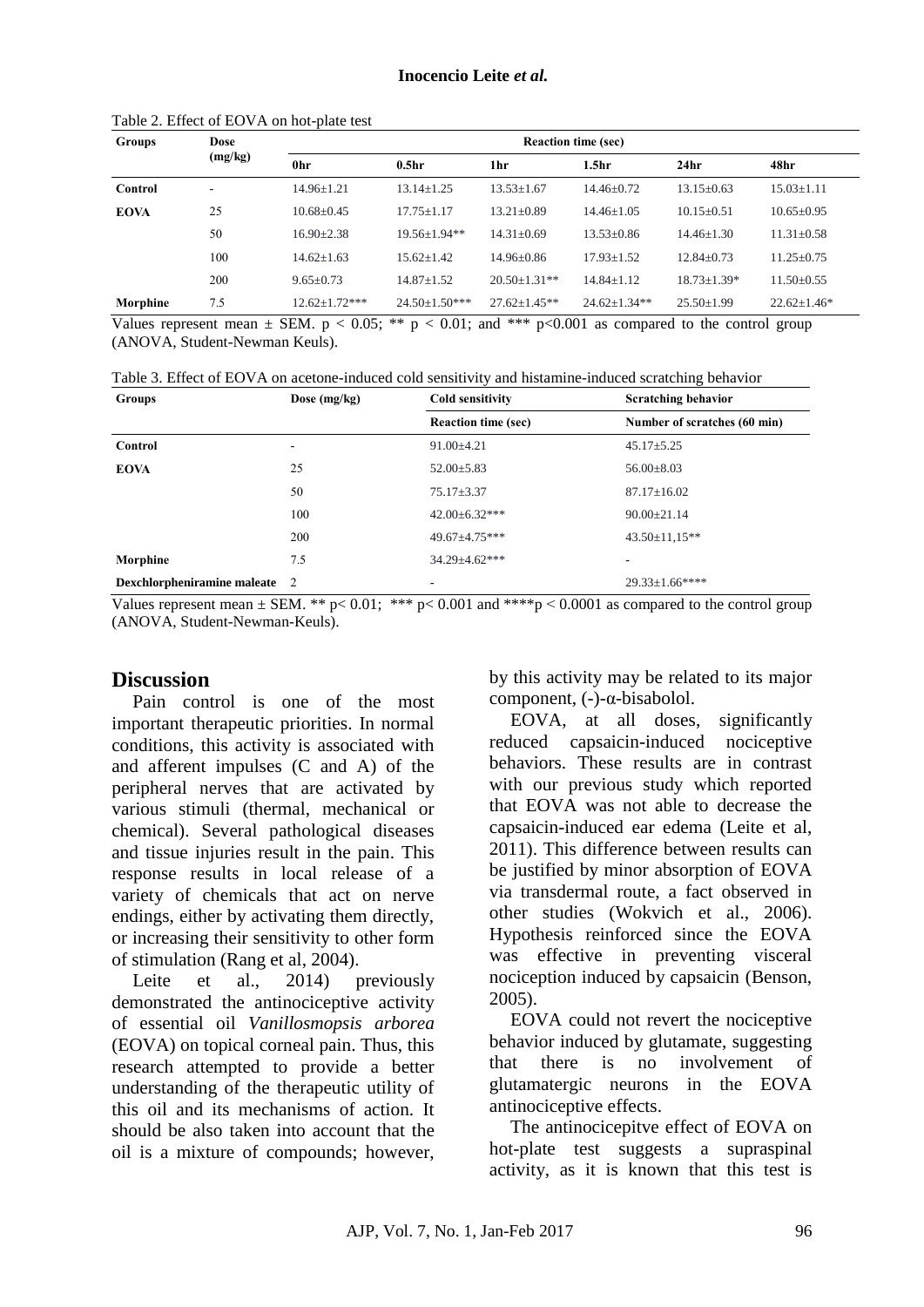Table 2. Effect of EOVA on hot-plate test

| Groups | Dose (mg/kg) | Reaction time (sec) | | | | | |
|---|---|---|---|---|---|---|---|
| | | 0hr | 0.5hr | 1hr | 1.5hr | 24hr | 48hr |
| **Control** | - | 14.96±1.21 | 13.14±1.25 | 13.53±1.67 | 14.46±0.72 | 13.15±0.63 | 15.03±1.11 |
| **EOVA** | 25 | 10.68±0.45 | 17.75±1.17 | 13.21±0.89 | 14.46±1.05 | 10.15±0.51 | 10.65±0.95 |
| | 50 | 16.90±2.38 | 19.56±1.94** | 14.31±0.69 | 13.53±0.86 | 14.46±1.30 | 11.31±0.58 |
| | 100 | 14.62±1.63 | 15.62±1.42 | 14.96±0.86 | 17.93±1.52 | 12.84±0.73 | 11.25±0.75 |
| | 200 | 9.65±0.73 | 14.87±1.52 | 20.50±1.31** | 14.84±1.12 | 18.73±1.39* | 11.50±0.55 |
| **Morphine** | 7.5 | 12.62±1.72*** | 24.50±1.50*** | 27.62±1.45** | 24.62±1.34** | 25.50±1.99 | 22.62±1.46* |

Values represent mean ± SEM. $p < 0.05$; ** $p < 0.01$; and *** $p<0.001$ as compared to the control group (ANOVA, Student-Newman Keuls).

Table 3. Effect of EOVA on acetone-induced cold sensitivity and histamine-induced scratching behavior

| Groups | Dose (mg/kg) | Cold sensitivity | Scratching behavior |
|---|---|---|---|
| | | Reaction time (sec) | Number of scratches (60 min) |
| **Control** | - | 91.00±4.21 | 45.17±5.25 |
| **EOVA** | 25 | 52.00±5.83 | 56.00±8.03 |
| | 50 | 75.17±3.37 | 87.17±16.02 |
| | 100 | 42.00±6.32*** | 90.00±21.14 |
| | 200 | 49.67±4.75*** | 43.50±11,15** |
| **Morphine** | 7.5 | 34.29±4.62*** | - |
| **Dexchlorpheniramine maleate** | 2 | - | 29.33±1.66**** |

Values represent mean ± SEM. ** $p< 0.01$; *** $p< 0.001$ and ****$p < 0.0001$ as compared to the control group (ANOVA, Student-Newman-Keuls).

## Discussion

Pain control is one of the most important therapeutic priorities. In normal conditions, this activity is associated with and afferent impulses (C and A) of the peripheral nerves that are activated by various stimuli (thermal, mechanical or chemical). Several pathological diseases and tissue injuries result in the pain. This response results in local release of a variety of chemicals that act on nerve endings, either by activating them directly, or increasing their sensitivity to other form of stimulation (Rang et al, 2004).

Leite et al., 2014) previously demonstrated the antinociceptive activity of essential oil *Vanillosmopsis arborea* (EOVA) on topical corneal pain. Thus, this research attempted to provide a better understanding of the therapeutic utility of this oil and its mechanisms of action. It should be also taken into account that the oil is a mixture of compounds; however, by this activity may be related to its major component, (-)-α-bisabolol.

EOVA, at all doses, significantly reduced capsaicin-induced nociceptive behaviors. These results are in contrast with our previous study which reported that EOVA was not able to decrease the capsaicin-induced ear edema (Leite et al, 2011). This difference between results can be justified by minor absorption of EOVA via transdermal route, a fact observed in other studies (Wokvich et al., 2006). Hypothesis reinforced since the EOVA was effective in preventing visceral nociception induced by capsaicin (Benson, 2005).

EOVA could not revert the nociceptive behavior induced by glutamate, suggesting that there is no involvement of glutamatergic neurons in the EOVA antinociceptive effects.

The antinocicepitve effect of EOVA on hot-plate test suggests a supraspinal activity, as it is known that this test is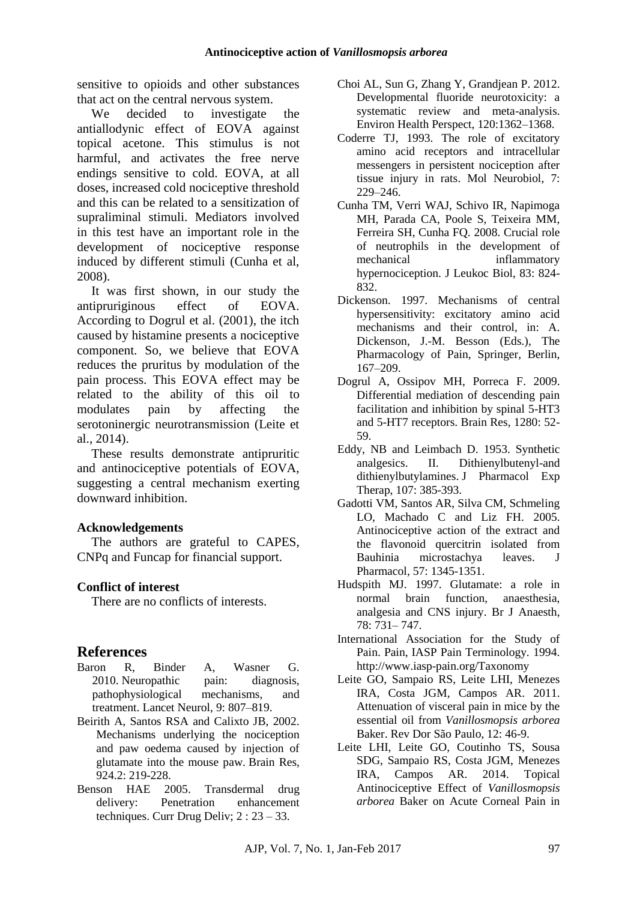sensitive to opioids and other substances that act on the central nervous system.

We decided to investigate the antiallodynic effect of EOVA against topical acetone. This stimulus is not harmful, and activates the free nerve endings sensitive to cold. EOVA, at all doses, increased cold nociceptive threshold and this can be related to a sensitization of supraliminal stimuli. Mediators involved in this test have an important role in the development of nociceptive response induced by different stimuli (Cunha et al, 2008).

It was first shown, in our study the antipruriginous effect of EOVA. According to Dogrul et al. (2001), the itch caused by histamine presents a nociceptive component. So, we believe that EOVA reduces the pruritus by modulation of the pain process. This EOVA effect may be related to the ability of this oil to modulates pain by affecting the serotoninergic neurotransmission (Leite et al., 2014).

These results demonstrate antipruritic and antinociceptive potentials of EOVA, suggesting a central mechanism exerting downward inhibition.

### Acknowledgements

The authors are grateful to CAPES, CNPq and Funcap for financial support.

### Conflict of interest

There are no conflicts of interests.

## References

Baron R, Binder A, Wasner G. 2010. Neuropathic pain: diagnosis, pathophysiological mechanisms, and treatment. Lancet Neurol, 9: 807–819.

Beirith A, Santos RSA and Calixto JB, 2002. Mechanisms underlying the nociception and paw oedema caused by injection of glutamate into the mouse paw. Brain Res, 924.2: 219-228.

Benson HAE 2005. Transdermal drug delivery: Penetration enhancement techniques. Curr Drug Deliv; 2 : 23 – 33.

Choi AL, Sun G, Zhang Y, Grandjean P. 2012. Developmental fluoride neurotoxicity: a systematic review and meta-analysis. Environ Health Perspect, 120:1362–1368.

Coderre TJ, 1993. The role of excitatory amino acid receptors and intracellular messengers in persistent nociception after tissue injury in rats. Mol Neurobiol, 7: 229–246.

Cunha TM, Verri WAJ, Schivo IR, Napimoga MH, Parada CA, Poole S, Teixeira MM, Ferreira SH, Cunha FQ. 2008. Crucial role of neutrophils in the development of mechanical inflammatory hypernociception. J Leukoc Biol, 83: 824-832.

Dickenson. 1997. Mechanisms of central hypersensitivity: excitatory amino acid mechanisms and their control, in: A. Dickenson, J.-M. Besson (Eds.), The Pharmacology of Pain, Springer, Berlin, 167–209.

Dogrul A, Ossipov MH, Porreca F. 2009. Differential mediation of descending pain facilitation and inhibition by spinal 5-HT3 and 5-HT7 receptors. Brain Res, 1280: 52-59.

Eddy, NB and Leimbach D. 1953. Synthetic analgesics. II. Dithienylbutenyl-and dithienylbutylamines. J Pharmacol Exp Therap, 107: 385-393.

Gadotti VM, Santos AR, Silva CM, Schmeling LO, Machado C and Liz FH. 2005. Antinociceptive action of the extract and the flavonoid quercitrin isolated from Bauhinia microstachya leaves. J Pharmacol, 57: 1345-1351.

Hudspith MJ. 1997. Glutamate: a role in normal brain function, anaesthesia, analgesia and CNS injury. Br J Anaesth, 78: 731– 747.

International Association for the Study of Pain. Pain, IASP Pain Terminology. 1994. http://www.iasp-pain.org/Taxonomy

Leite GO, Sampaio RS, Leite LHI, Menezes IRA, Costa JGM, Campos AR. 2011. Attenuation of visceral pain in mice by the essential oil from *Vanillosmopsis arborea* Baker. Rev Dor São Paulo, 12: 46-9.

Leite LHI, Leite GO, Coutinho TS, Sousa SDG, Sampaio RS, Costa JGM, Menezes IRA, Campos AR. 2014. Topical Antinociceptive Effect of *Vanillosmopsis arborea* Baker on Acute Corneal Pain in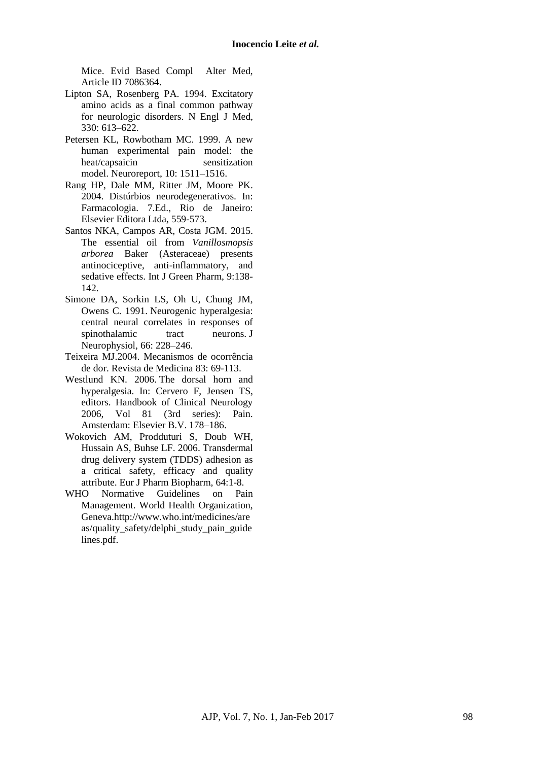Mice. Evid Based Compl Alter Med, Article ID 7086364.

Lipton SA, Rosenberg PA. 1994. Excitatory amino acids as a final common pathway for neurologic disorders. N Engl J Med, 330: 613–622.

Petersen KL, Rowbotham MC. 1999. A new human experimental pain model: the heat/capsaicin sensitization model. Neuroreport, 10: 1511–1516.

Rang HP, Dale MM, Ritter JM, Moore PK. 2004. Distúrbios neurodegenerativos. In: Farmacologia. 7.Ed., Rio de Janeiro: Elsevier Editora Ltda, 559-573.

Santos NKA, Campos AR, Costa JGM. 2015. The essential oil from *Vanillosmopsis arborea* Baker (Asteraceae) presents antinociceptive, anti-inflammatory, and sedative effects. Int J Green Pharm, 9:138-142.

Simone DA, Sorkin LS, Oh U, Chung JM, Owens C. 1991. Neurogenic hyperalgesia: central neural correlates in responses of spinothalamic tract neurons. J Neurophysiol, 66: 228–246.

Teixeira MJ.2004. Mecanismos de ocorrência de dor. Revista de Medicina 83: 69-113.

Westlund KN. 2006. The dorsal horn and hyperalgesia. In: Cervero F, Jensen TS, editors. Handbook of Clinical Neurology 2006, Vol 81 (3rd series): Pain. Amsterdam: Elsevier B.V. 178–186.

Wokovich AM, Prodduturi S, Doub WH, Hussain AS, Buhse LF. 2006. Transdermal drug delivery system (TDDS) adhesion as a critical safety, efficacy and quality attribute. Eur J Pharm Biopharm, 64:1-8.

WHO Normative Guidelines on Pain Management. World Health Organization, Geneva.http://www.who.int/medicines/areas/quality_safety/delphi_study_pain_guidelines.pdf.